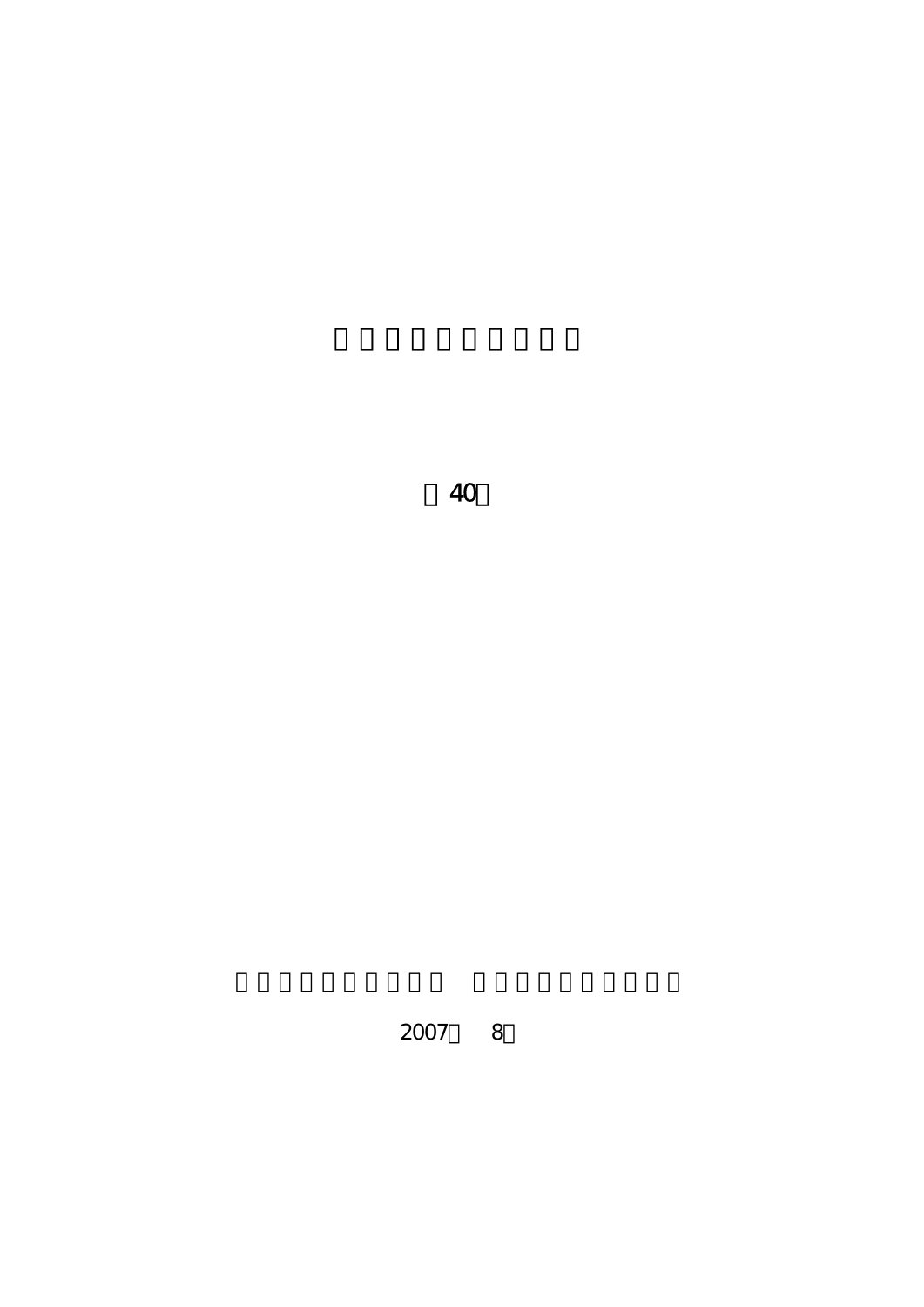40

2007 8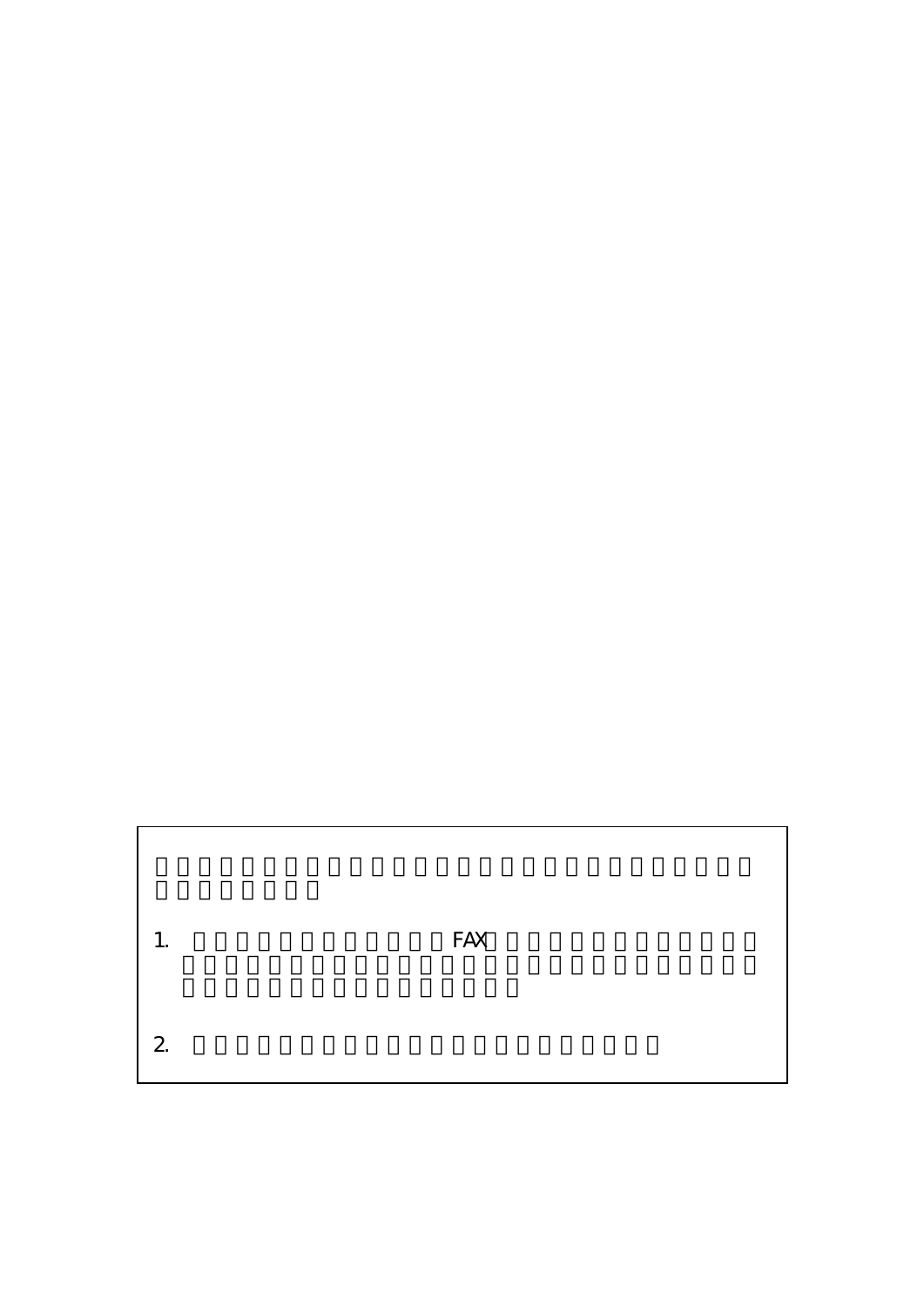1. FAX

2.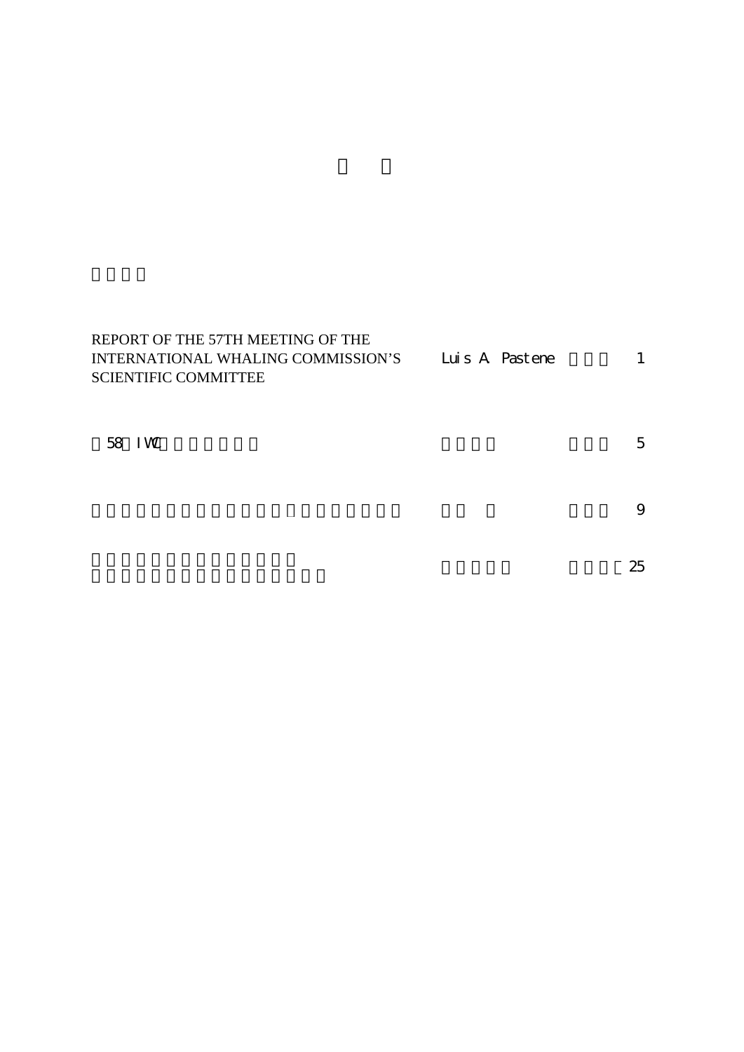REPORT OF THE 57TH MEETING OF THE INTERNATIONAL WHALING COMMISSION'S SCIENTIFIC COMMITTEE — Luis A. Pastene — 1

58 IWC — 5

9

25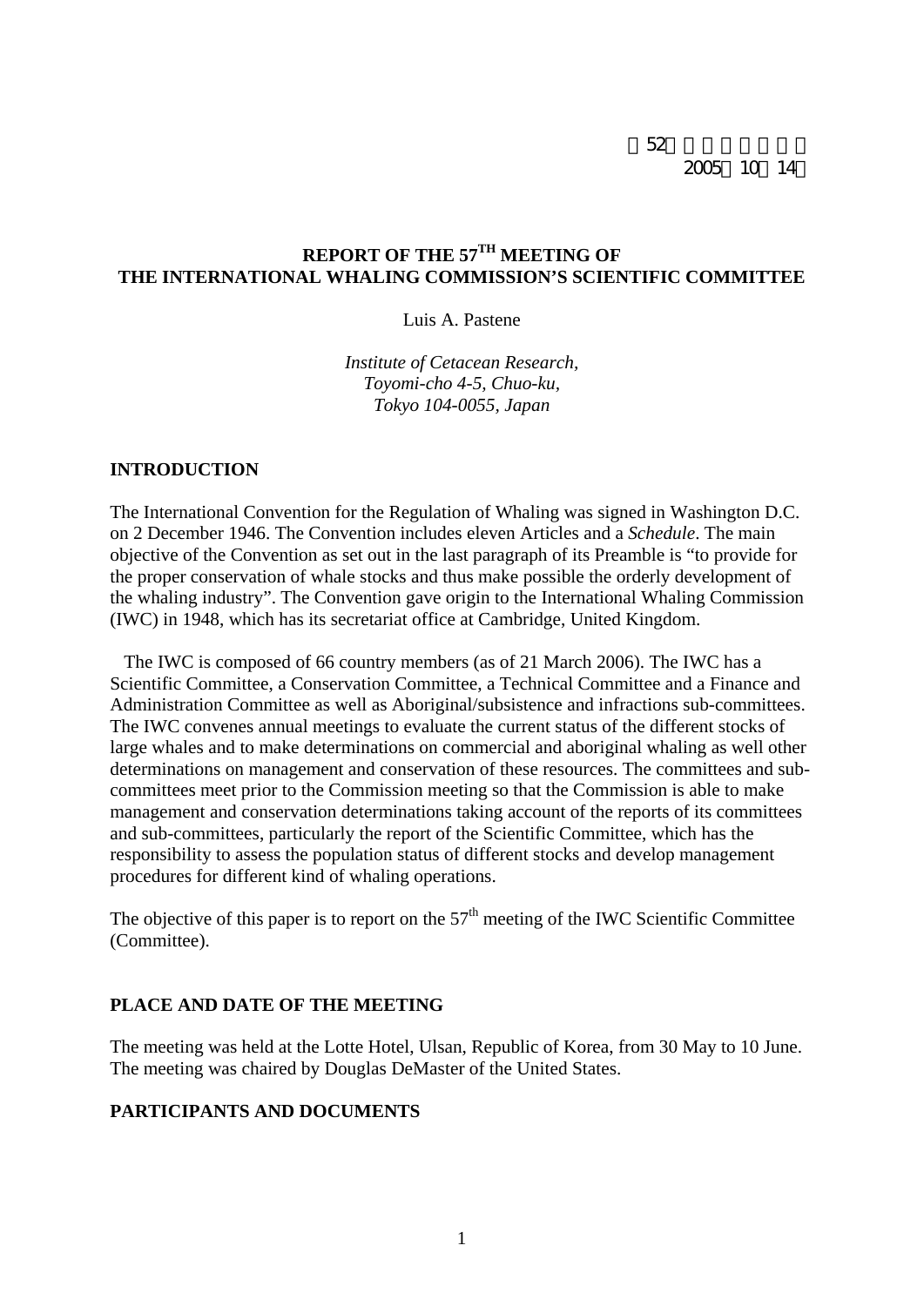第52回 ... 
2005年10月14日

# REPORT OF THE 57TH MEETING OF THE INTERNATIONAL WHALING COMMISSION'S SCIENTIFIC COMMITTEE

Luis A. Pastene

*Institute of Cetacean Research, Toyomi-cho 4-5, Chuo-ku, Tokyo 104-0055, Japan*

## INTRODUCTION

The International Convention for the Regulation of Whaling was signed in Washington D.C. on 2 December 1946. The Convention includes eleven Articles and a *Schedule*. The main objective of the Convention as set out in the last paragraph of its Preamble is "to provide for the proper conservation of whale stocks and thus make possible the orderly development of the whaling industry". The Convention gave origin to the International Whaling Commission (IWC) in 1948, which has its secretariat office at Cambridge, United Kingdom.

The IWC is composed of 66 country members (as of 21 March 2006). The IWC has a Scientific Committee, a Conservation Committee, a Technical Committee and a Finance and Administration Committee as well as Aboriginal/subsistence and infractions sub-committees. The IWC convenes annual meetings to evaluate the current status of the different stocks of large whales and to make determinations on commercial and aboriginal whaling as well other determinations on management and conservation of these resources. The committees and sub-committees meet prior to the Commission meeting so that the Commission is able to make management and conservation determinations taking account of the reports of its committees and sub-committees, particularly the report of the Scientific Committee, which has the responsibility to assess the population status of different stocks and develop management procedures for different kind of whaling operations.

The objective of this paper is to report on the 57th meeting of the IWC Scientific Committee (Committee).

## PLACE AND DATE OF THE MEETING

The meeting was held at the Lotte Hotel, Ulsan, Republic of Korea, from 30 May to 10 June. The meeting was chaired by Douglas DeMaster of the United States.

## PARTICIPANTS AND DOCUMENTS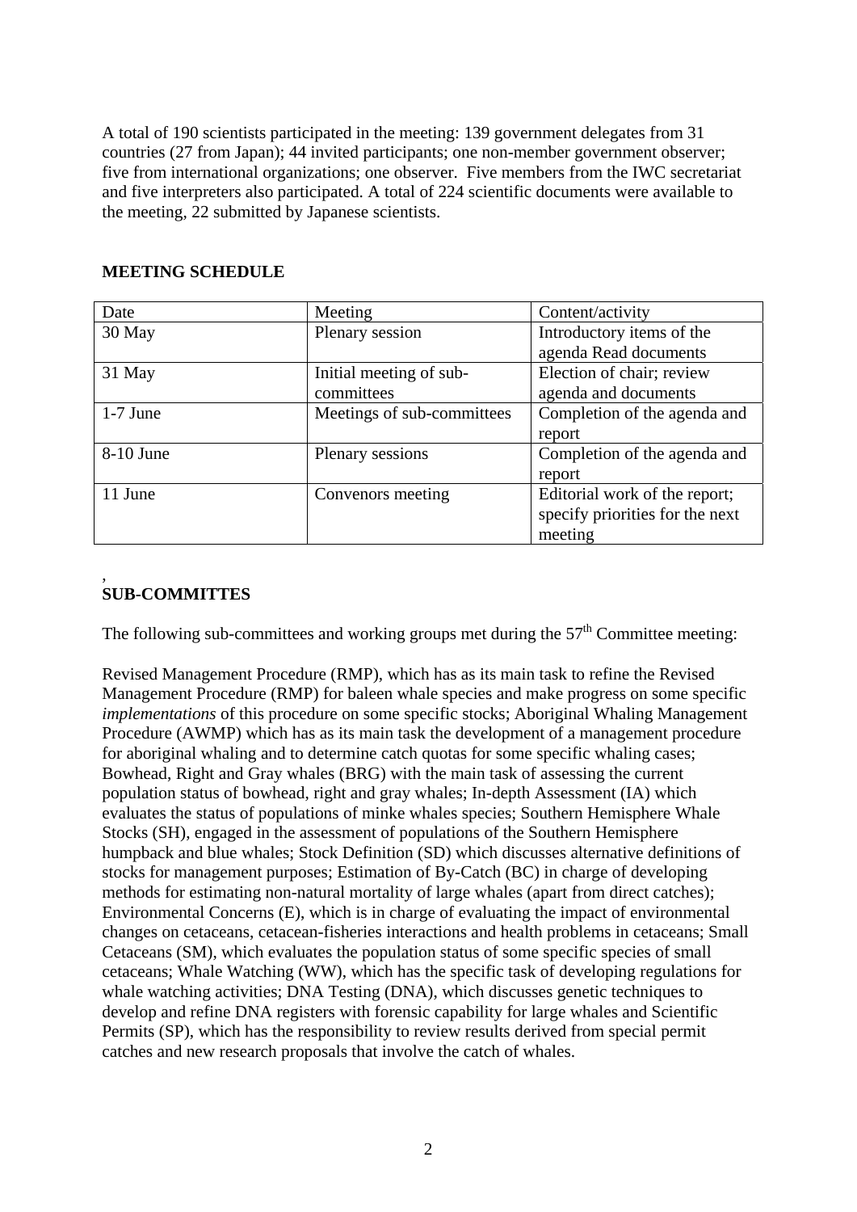A total of 190 scientists participated in the meeting: 139 government delegates from 31 countries (27 from Japan); 44 invited participants; one non-member government observer; five from international organizations; one observer. Five members from the IWC secretariat and five interpreters also participated. A total of 224 scientific documents were available to the meeting, 22 submitted by Japanese scientists.

## MEETING SCHEDULE

| Date | Meeting | Content/activity |
| --- | --- | --- |
| 30 May | Plenary session | Introductory items of the agenda Read documents |
| 31 May | Initial meeting of sub-committees | Election of chair; review agenda and documents |
| 1-7 June | Meetings of sub-committees | Completion of the agenda and report |
| 8-10 June | Plenary sessions | Completion of the agenda and report |
| 11 June | Convenors meeting | Editorial work of the report; specify priorities for the next meeting |

,
## SUB-COMMITTES

The following sub-committees and working groups met during the 57th Committee meeting:

Revised Management Procedure (RMP), which has as its main task to refine the Revised Management Procedure (RMP) for baleen whale species and make progress on some specific *implementations* of this procedure on some specific stocks; Aboriginal Whaling Management Procedure (AWMP) which has as its main task the development of a management procedure for aboriginal whaling and to determine catch quotas for some specific whaling cases; Bowhead, Right and Gray whales (BRG) with the main task of assessing the current population status of bowhead, right and gray whales; In-depth Assessment (IA) which evaluates the status of populations of minke whales species; Southern Hemisphere Whale Stocks (SH), engaged in the assessment of populations of the Southern Hemisphere humpback and blue whales; Stock Definition (SD) which discusses alternative definitions of stocks for management purposes; Estimation of By-Catch (BC) in charge of developing methods for estimating non-natural mortality of large whales (apart from direct catches); Environmental Concerns (E), which is in charge of evaluating the impact of environmental changes on cetaceans, cetacean-fisheries interactions and health problems in cetaceans; Small Cetaceans (SM), which evaluates the population status of some specific species of small cetaceans; Whale Watching (WW), which has the specific task of developing regulations for whale watching activities; DNA Testing (DNA), which discusses genetic techniques to develop and refine DNA registers with forensic capability for large whales and Scientific Permits (SP), which has the responsibility to review results derived from special permit catches and new research proposals that involve the catch of whales.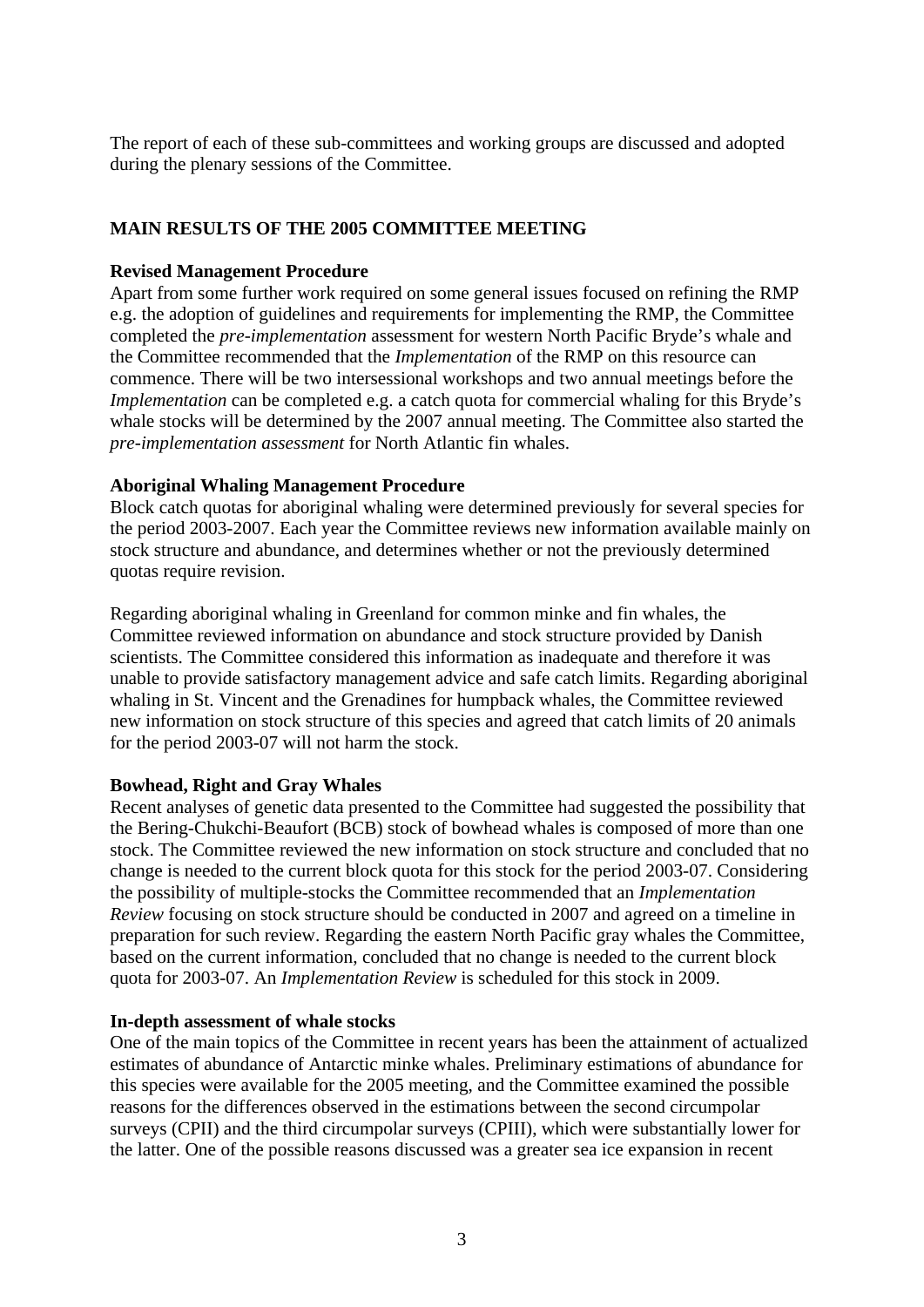The report of each of these sub-committees and working groups are discussed and adopted during the plenary sessions of the Committee.

## MAIN RESULTS OF THE 2005 COMMITTEE MEETING

### Revised Management Procedure

Apart from some further work required on some general issues focused on refining the RMP e.g. the adoption of guidelines and requirements for implementing the RMP, the Committee completed the *pre-implementation* assessment for western North Pacific Bryde's whale and the Committee recommended that the *Implementation* of the RMP on this resource can commence. There will be two intersessional workshops and two annual meetings before the *Implementation* can be completed e.g. a catch quota for commercial whaling for this Bryde's whale stocks will be determined by the 2007 annual meeting. The Committee also started the *pre-implementation assessment* for North Atlantic fin whales.

### Aboriginal Whaling Management Procedure

Block catch quotas for aboriginal whaling were determined previously for several species for the period 2003-2007. Each year the Committee reviews new information available mainly on stock structure and abundance, and determines whether or not the previously determined quotas require revision.

Regarding aboriginal whaling in Greenland for common minke and fin whales, the Committee reviewed information on abundance and stock structure provided by Danish scientists. The Committee considered this information as inadequate and therefore it was unable to provide satisfactory management advice and safe catch limits. Regarding aboriginal whaling in St. Vincent and the Grenadines for humpback whales, the Committee reviewed new information on stock structure of this species and agreed that catch limits of 20 animals for the period 2003-07 will not harm the stock.

### Bowhead, Right and Gray Whales

Recent analyses of genetic data presented to the Committee had suggested the possibility that the Bering-Chukchi-Beaufort (BCB) stock of bowhead whales is composed of more than one stock. The Committee reviewed the new information on stock structure and concluded that no change is needed to the current block quota for this stock for the period 2003-07. Considering the possibility of multiple-stocks the Committee recommended that an *Implementation Review* focusing on stock structure should be conducted in 2007 and agreed on a timeline in preparation for such review. Regarding the eastern North Pacific gray whales the Committee, based on the current information, concluded that no change is needed to the current block quota for 2003-07. An *Implementation Review* is scheduled for this stock in 2009.

### In-depth assessment of whale stocks

One of the main topics of the Committee in recent years has been the attainment of actualized estimates of abundance of Antarctic minke whales. Preliminary estimations of abundance for this species were available for the 2005 meeting, and the Committee examined the possible reasons for the differences observed in the estimations between the second circumpolar surveys (CPII) and the third circumpolar surveys (CPIII), which were substantially lower for the latter. One of the possible reasons discussed was a greater sea ice expansion in recent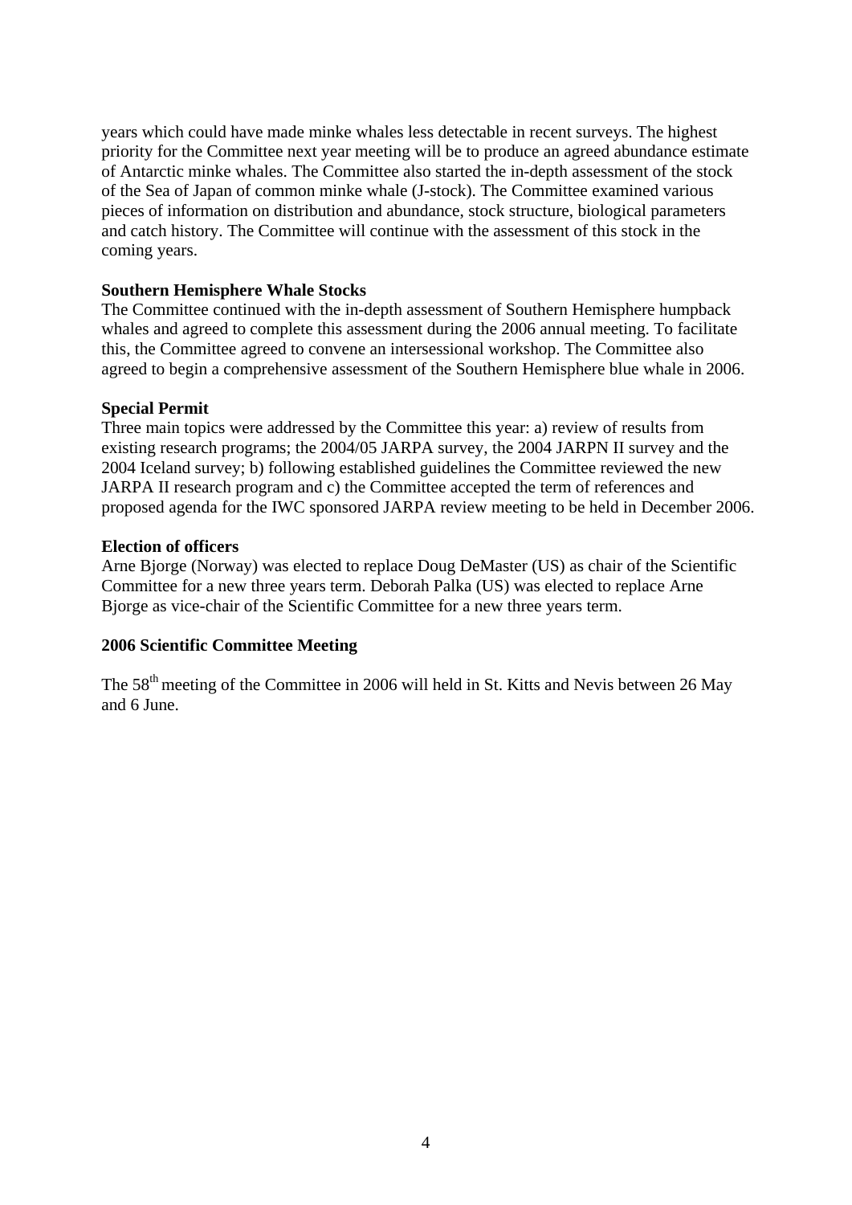years which could have made minke whales less detectable in recent surveys. The highest priority for the Committee next year meeting will be to produce an agreed abundance estimate of Antarctic minke whales. The Committee also started the in-depth assessment of the stock of the Sea of Japan of common minke whale (J-stock). The Committee examined various pieces of information on distribution and abundance, stock structure, biological parameters and catch history. The Committee will continue with the assessment of this stock in the coming years.

**Southern Hemisphere Whale Stocks**
The Committee continued with the in-depth assessment of Southern Hemisphere humpback whales and agreed to complete this assessment during the 2006 annual meeting. To facilitate this, the Committee agreed to convene an intersessional workshop. The Committee also agreed to begin a comprehensive assessment of the Southern Hemisphere blue whale in 2006.

**Special Permit**
Three main topics were addressed by the Committee this year: a) review of results from existing research programs; the 2004/05 JARPA survey, the 2004 JARPN II survey and the 2004 Iceland survey; b) following established guidelines the Committee reviewed the new JARPA II research program and c) the Committee accepted the term of references and proposed agenda for the IWC sponsored JARPA review meeting to be held in December 2006.

**Election of officers**
Arne Bjorge (Norway) was elected to replace Doug DeMaster (US) as chair of the Scientific Committee for a new three years term. Deborah Palka (US) was elected to replace Arne Bjorge as vice-chair of the Scientific Committee for a new three years term.

**2006 Scientific Committee Meeting**

The 58th meeting of the Committee in 2006 will held in St. Kitts and Nevis between 26 May and 6 June.